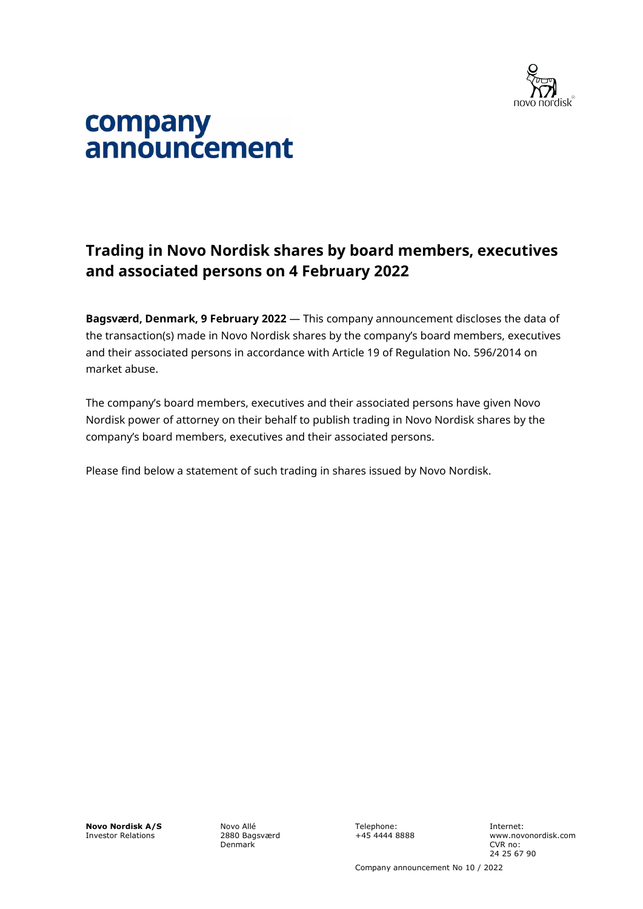# company announcement

## Trading in Novo Nordisk shares by board members, executives and associated persons on 4 February 2022

**Bagsværd, Denmark, 9 February 2022** — This company announcement discloses the data of the transaction(s) made in Novo Nordisk shares by the company's board members, executives and their associated persons in accordance with Article 19 of Regulation No. 596/2014 on market abuse.

The company's board members, executives and their associated persons have given Novo Nordisk power of attorney on their behalf to publish trading in Novo Nordisk shares by the company's board members, executives and their associated persons.

Please find below a statement of such trading in shares issued by Novo Nordisk.

**Novo Nordisk A/S**
Investor Relations

Novo Allé
2880 Bagsværd
Denmark

Telephone:
+45 4444 8888

Internet:
www.novonordisk.com
CVR no:
24 25 67 90

Company announcement No 10 / 2022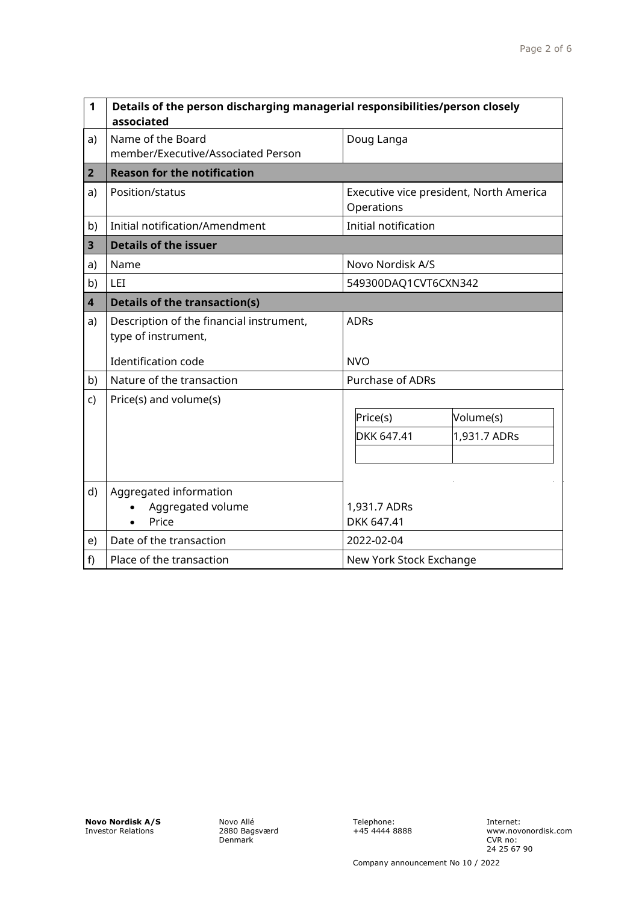| 1 | Details of the person discharging managerial responsibilities/person closely associated | |
|---|---|---|
| a) | Name of the Board member/Executive/Associated Person | Doug Langa |
| **2** | **Reason for the notification** | |
| a) | Position/status | Executive vice president, North America Operations |
| b) | Initial notification/Amendment | Initial notification |
| **3** | **Details of the issuer** | |
| a) | Name | Novo Nordisk A/S |
| b) | LEI | 549300DAQ1CVT6CXN342 |
| **4** | **Details of the transaction(s)** | |
| a) | Description of the financial instrument, type of instrument,<br><br>Identification code | ADRs<br><br>NVO |
| b) | Nature of the transaction | Purchase of ADRs |
| c) | Price(s) and volume(s) | Price(s): DKK 647.41 / Volume(s): 1,931.7 ADRs |
| d) | Aggregated information<br>• Aggregated volume<br>• Price | <br>1,931.7 ADRs<br>DKK 647.41 |
| e) | Date of the transaction | 2022-02-04 |
| f) | Place of the transaction | New York Stock Exchange |

**Novo Nordisk A/S**
Investor Relations

Novo Allé
2880 Bagsværd
Denmark

Telephone:
+45 4444 8888

Internet:
www.novonordisk.com
CVR no:
24 25 67 90

Company announcement No 10 / 2022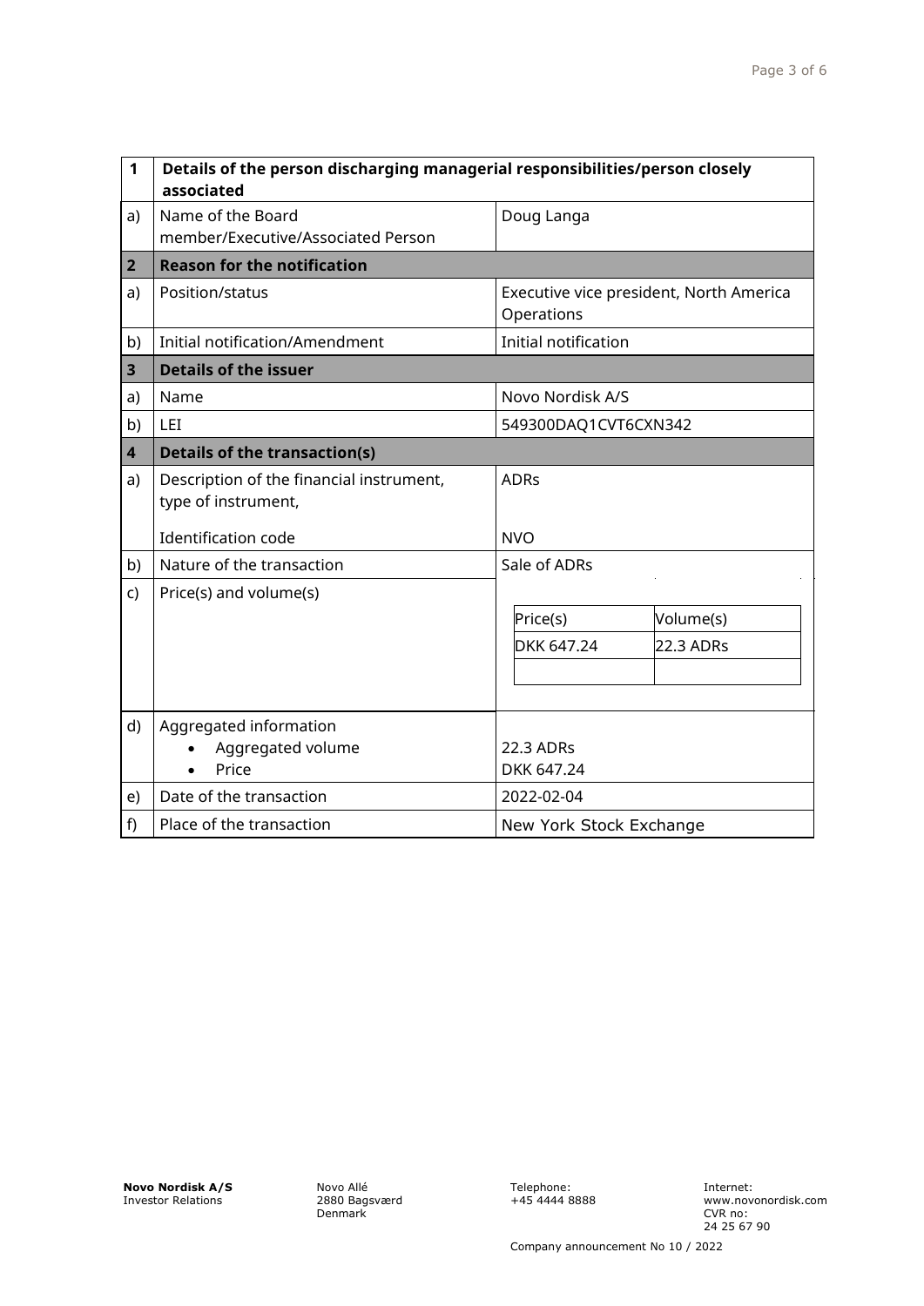| 1 | **Details of the person discharging managerial responsibilities/person closely associated** | |
|---|---|---|
| a) | Name of the Board member/Executive/Associated Person | Doug Langa |
| **2** | **Reason for the notification** | |
| a) | Position/status | Executive vice president, North America Operations |
| b) | Initial notification/Amendment | Initial notification |
| **3** | **Details of the issuer** | |
| a) | Name | Novo Nordisk A/S |
| b) | LEI | 549300DAQ1CVT6CXN342 |
| **4** | **Details of the transaction(s)** | |
| a) | Description of the financial instrument, type of instrument,<br><br>Identification code | ADRs<br><br>NVO |
| b) | Nature of the transaction | Sale of ADRs |
| c) | Price(s) and volume(s) | Price(s): DKK 647.24 / Volume(s): 22.3 ADRs |
| d) | Aggregated information<br>• Aggregated volume<br>• Price | <br>22.3 ADRs<br>DKK 647.24 |
| e) | Date of the transaction | 2022-02-04 |
| f) | Place of the transaction | New York Stock Exchange |

**Novo Nordisk A/S**
Investor Relations

Novo Allé
2880 Bagsværd
Denmark

Telephone:
+45 4444 8888

Internet:
www.novonordisk.com
CVR no:
24 25 67 90

Company announcement No 10 / 2022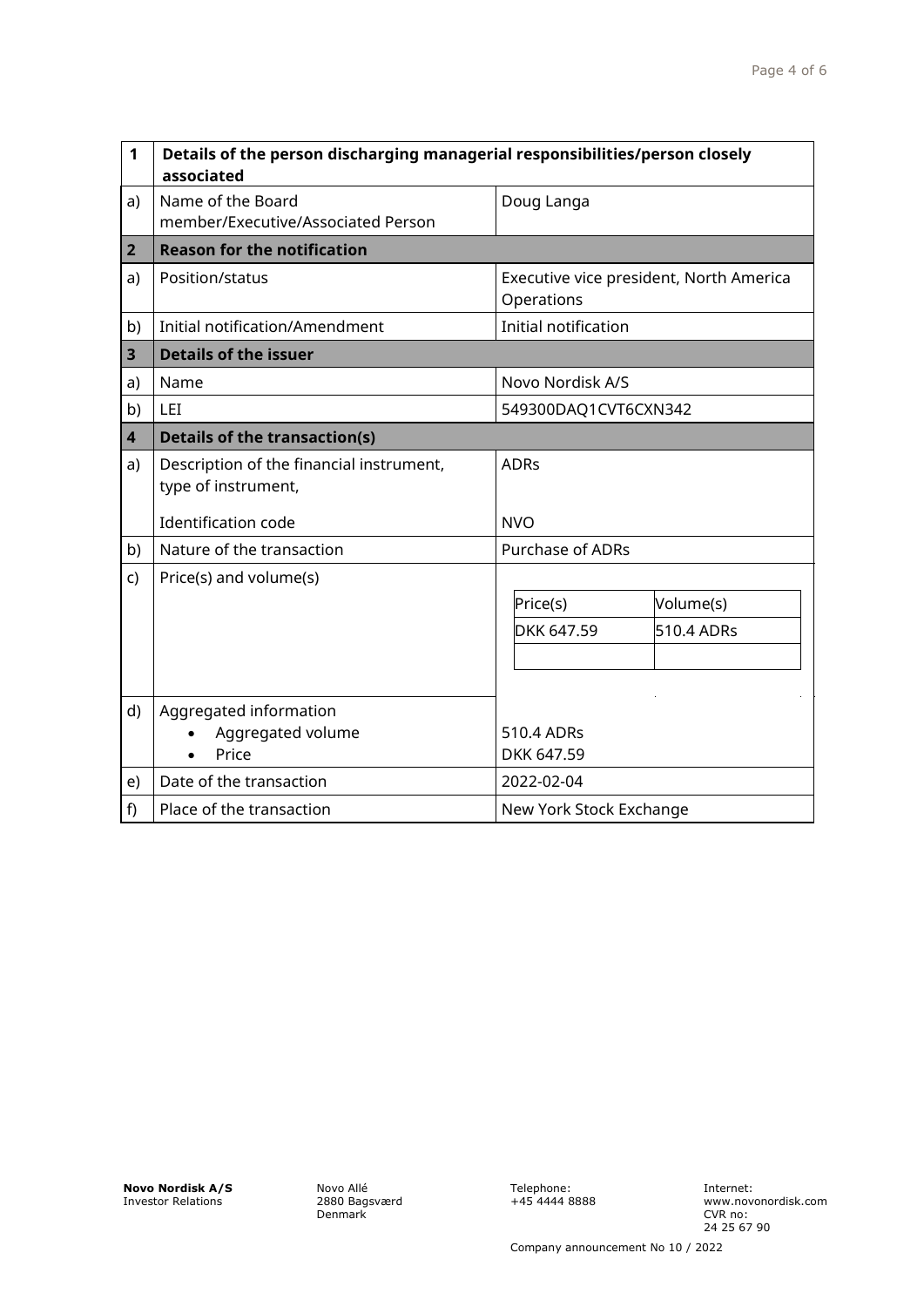| 1 | **Details of the person discharging managerial responsibilities/person closely associated** | |
|---|---|---|
| a) | Name of the Board member/Executive/Associated Person | Doug Langa |
| **2** | **Reason for the notification** | |
| a) | Position/status | Executive vice president, North America Operations |
| b) | Initial notification/Amendment | Initial notification |
| **3** | **Details of the issuer** | |
| a) | Name | Novo Nordisk A/S |
| b) | LEI | 549300DAQ1CVT6CXN342 |
| **4** | **Details of the transaction(s)** | |
| a) | Description of the financial instrument, type of instrument,<br><br>Identification code | ADRs<br><br>NVO |
| b) | Nature of the transaction | Purchase of ADRs |
| c) | Price(s) and volume(s) | Price(s): DKK 647.59 / Volume(s): 510.4 ADRs |
| d) | Aggregated information<br>• Aggregated volume<br>• Price | <br>510.4 ADRs<br>DKK 647.59 |
| e) | Date of the transaction | 2022-02-04 |
| f) | Place of the transaction | New York Stock Exchange |

**Novo Nordisk A/S**
Investor Relations

Novo Allé
2880 Bagsværd
Denmark

Telephone:
+45 4444 8888

Internet:
www.novonordisk.com
CVR no:
24 25 67 90

Company announcement No 10 / 2022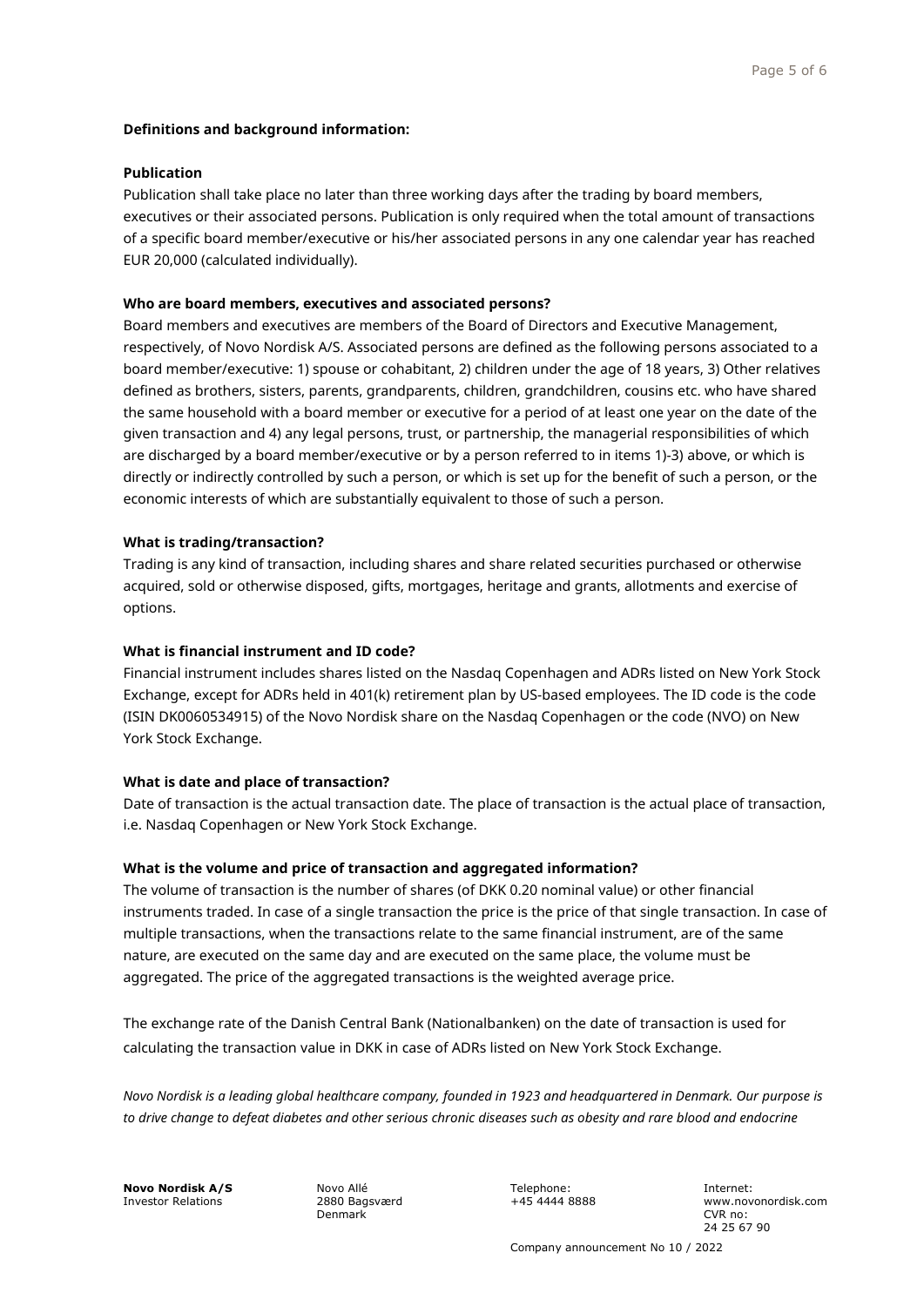**Definitions and background information:**

**Publication**

Publication shall take place no later than three working days after the trading by board members, executives or their associated persons. Publication is only required when the total amount of transactions of a specific board member/executive or his/her associated persons in any one calendar year has reached EUR 20,000 (calculated individually).

**Who are board members, executives and associated persons?**

Board members and executives are members of the Board of Directors and Executive Management, respectively, of Novo Nordisk A/S. Associated persons are defined as the following persons associated to a board member/executive: 1) spouse or cohabitant, 2) children under the age of 18 years, 3) Other relatives defined as brothers, sisters, parents, grandparents, children, grandchildren, cousins etc. who have shared the same household with a board member or executive for a period of at least one year on the date of the given transaction and 4) any legal persons, trust, or partnership, the managerial responsibilities of which are discharged by a board member/executive or by a person referred to in items 1)-3) above, or which is directly or indirectly controlled by such a person, or which is set up for the benefit of such a person, or the economic interests of which are substantially equivalent to those of such a person.

**What is trading/transaction?**

Trading is any kind of transaction, including shares and share related securities purchased or otherwise acquired, sold or otherwise disposed, gifts, mortgages, heritage and grants, allotments and exercise of options.

**What is financial instrument and ID code?**

Financial instrument includes shares listed on the Nasdaq Copenhagen and ADRs listed on New York Stock Exchange, except for ADRs held in 401(k) retirement plan by US-based employees. The ID code is the code (ISIN DK0060534915) of the Novo Nordisk share on the Nasdaq Copenhagen or the code (NVO) on New York Stock Exchange.

**What is date and place of transaction?**

Date of transaction is the actual transaction date. The place of transaction is the actual place of transaction, i.e. Nasdaq Copenhagen or New York Stock Exchange.

**What is the volume and price of transaction and aggregated information?**

The volume of transaction is the number of shares (of DKK 0.20 nominal value) or other financial instruments traded. In case of a single transaction the price is the price of that single transaction. In case of multiple transactions, when the transactions relate to the same financial instrument, are of the same nature, are executed on the same day and are executed on the same place, the volume must be aggregated. The price of the aggregated transactions is the weighted average price.

The exchange rate of the Danish Central Bank (Nationalbanken) on the date of transaction is used for calculating the transaction value in DKK in case of ADRs listed on New York Stock Exchange.

*Novo Nordisk is a leading global healthcare company, founded in 1923 and headquartered in Denmark. Our purpose is to drive change to defeat diabetes and other serious chronic diseases such as obesity and rare blood and endocrine*

**Novo Nordisk A/S**
Investor Relations

Novo Allé
2880 Bagsværd
Denmark

Telephone:
+45 4444 8888

Internet:
www.novonordisk.com
CVR no:
24 25 67 90

Company announcement No 10 / 2022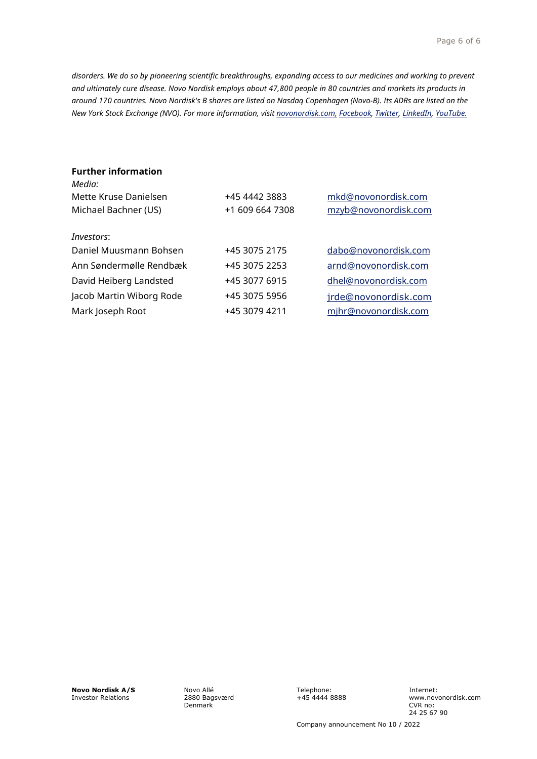*disorders. We do so by pioneering scientific breakthroughs, expanding access to our medicines and working to prevent and ultimately cure disease. Novo Nordisk employs about 47,800 people in 80 countries and markets its products in around 170 countries. Novo Nordisk's B shares are listed on Nasdaq Copenhagen (Novo-B). Its ADRs are listed on the New York Stock Exchange (NVO). For more information, visit novonordisk.com, Facebook, Twitter, LinkedIn, YouTube.*

**Further information**

*Media:*

| | | |
|---|---|---|
| Mette Kruse Danielsen | +45 4442 3883 | mkd@novonordisk.com |
| Michael Bachner (US) | +1 609 664 7308 | mzyb@novonordisk.com |

*Investors*:

| | | |
|---|---|---|
| Daniel Muusmann Bohsen | +45 3075 2175 | dabo@novonordisk.com |
| Ann Søndermølle Rendbæk | +45 3075 2253 | arnd@novonordisk.com |
| David Heiberg Landsted | +45 3077 6915 | dhel@novonordisk.com |
| Jacob Martin Wiborg Rode | +45 3075 5956 | jrde@novonordisk.com |
| Mark Joseph Root | +45 3079 4211 | mjhr@novonordisk.com |

**Novo Nordisk A/S**
Investor Relations

Novo Allé
2880 Bagsværd
Denmark

Telephone:
+45 4444 8888

Internet:
www.novonordisk.com
CVR no:
24 25 67 90

Company announcement No 10 / 2022